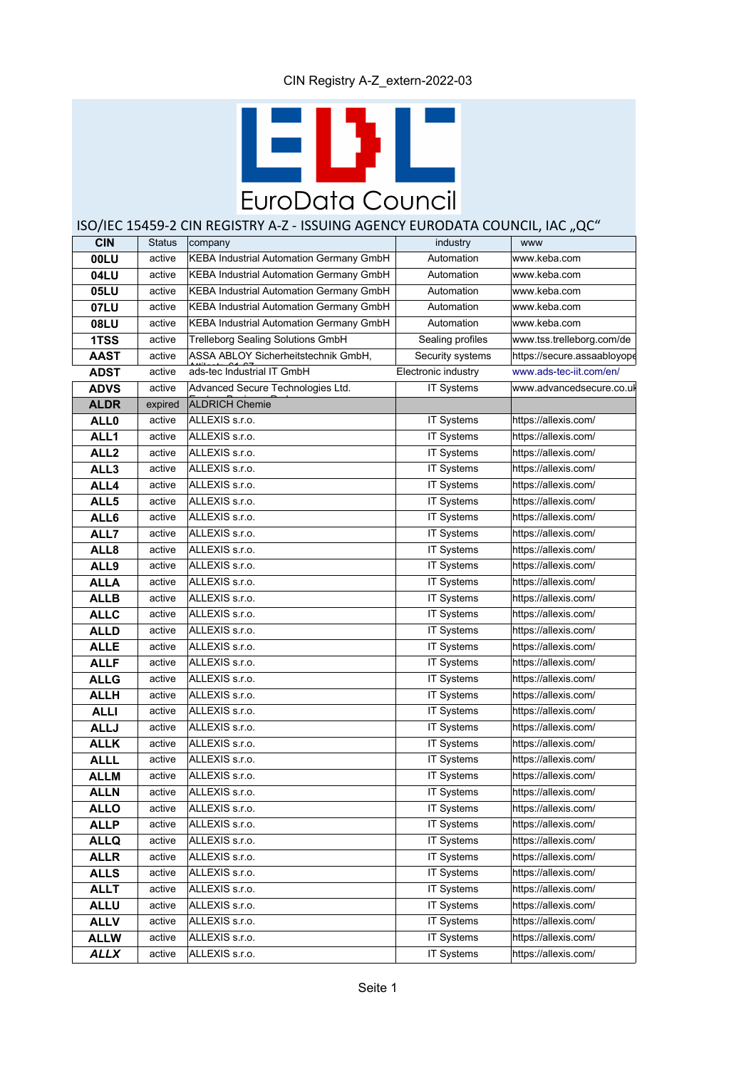CIN Registry A-Z_extern-2022-03

EuroData Council

## ISO/IEC 15459-2 CIN REGISTRY A-Z - ISSUING AGENCY EURODATA COUNCIL, IAC „QC“

| CIN | Status | company | industry | www |
|---|---|---|---|---|
| **00LU** | active | KEBA Industrial Automation Germany GmbH | Automation | www.keba.com |
| **04LU** | active | KEBA Industrial Automation Germany GmbH | Automation | www.keba.com |
| **05LU** | active | KEBA Industrial Automation Germany GmbH | Automation | www.keba.com |
| **07LU** | active | KEBA Industrial Automation Germany GmbH | Automation | www.keba.com |
| **08LU** | active | KEBA Industrial Automation Germany GmbH | Automation | www.keba.com |
| **1TSS** | active | Trelleborg Sealing Solutions GmbH | Sealing profiles | www.tss.trelleborg.com/de |
| **AAST** | active | ASSA ABLOY Sicherheitstechnik GmbH, | Security systems | https://secure.assaabloyope |
| **ADST** | active | ads-tec Industrial IT GmbH | Electronic industry | www.ads-tec-iit.com/en/ |
| **ADVS** | active | Advanced Secure Technologies Ltd. | IT Systems | www.advancedsecure.co.uk |
| **ALDR** | expired | ALDRICH Chemie | | |
| **ALL0** | active | ALLEXIS s.r.o. | IT Systems | https://allexis.com/ |
| **ALL1** | active | ALLEXIS s.r.o. | IT Systems | https://allexis.com/ |
| **ALL2** | active | ALLEXIS s.r.o. | IT Systems | https://allexis.com/ |
| **ALL3** | active | ALLEXIS s.r.o. | IT Systems | https://allexis.com/ |
| **ALL4** | active | ALLEXIS s.r.o. | IT Systems | https://allexis.com/ |
| **ALL5** | active | ALLEXIS s.r.o. | IT Systems | https://allexis.com/ |
| **ALL6** | active | ALLEXIS s.r.o. | IT Systems | https://allexis.com/ |
| **ALL7** | active | ALLEXIS s.r.o. | IT Systems | https://allexis.com/ |
| **ALL8** | active | ALLEXIS s.r.o. | IT Systems | https://allexis.com/ |
| **ALL9** | active | ALLEXIS s.r.o. | IT Systems | https://allexis.com/ |
| **ALLA** | active | ALLEXIS s.r.o. | IT Systems | https://allexis.com/ |
| **ALLB** | active | ALLEXIS s.r.o. | IT Systems | https://allexis.com/ |
| **ALLC** | active | ALLEXIS s.r.o. | IT Systems | https://allexis.com/ |
| **ALLD** | active | ALLEXIS s.r.o. | IT Systems | https://allexis.com/ |
| **ALLE** | active | ALLEXIS s.r.o. | IT Systems | https://allexis.com/ |
| **ALLF** | active | ALLEXIS s.r.o. | IT Systems | https://allexis.com/ |
| **ALLG** | active | ALLEXIS s.r.o. | IT Systems | https://allexis.com/ |
| **ALLH** | active | ALLEXIS s.r.o. | IT Systems | https://allexis.com/ |
| **ALLI** | active | ALLEXIS s.r.o. | IT Systems | https://allexis.com/ |
| **ALLJ** | active | ALLEXIS s.r.o. | IT Systems | https://allexis.com/ |
| **ALLK** | active | ALLEXIS s.r.o. | IT Systems | https://allexis.com/ |
| **ALLL** | active | ALLEXIS s.r.o. | IT Systems | https://allexis.com/ |
| **ALLM** | active | ALLEXIS s.r.o. | IT Systems | https://allexis.com/ |
| **ALLN** | active | ALLEXIS s.r.o. | IT Systems | https://allexis.com/ |
| **ALLO** | active | ALLEXIS s.r.o. | IT Systems | https://allexis.com/ |
| **ALLP** | active | ALLEXIS s.r.o. | IT Systems | https://allexis.com/ |
| **ALLQ** | active | ALLEXIS s.r.o. | IT Systems | https://allexis.com/ |
| **ALLR** | active | ALLEXIS s.r.o. | IT Systems | https://allexis.com/ |
| **ALLS** | active | ALLEXIS s.r.o. | IT Systems | https://allexis.com/ |
| **ALLT** | active | ALLEXIS s.r.o. | IT Systems | https://allexis.com/ |
| **ALLU** | active | ALLEXIS s.r.o. | IT Systems | https://allexis.com/ |
| **ALLV** | active | ALLEXIS s.r.o. | IT Systems | https://allexis.com/ |
| **ALLW** | active | ALLEXIS s.r.o. | IT Systems | https://allexis.com/ |
| ***ALLX*** | active | ALLEXIS s.r.o. | IT Systems | https://allexis.com/ |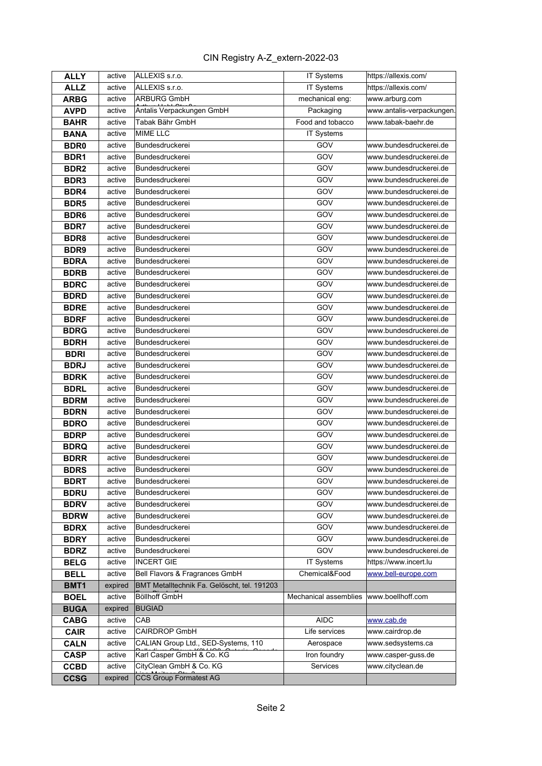CIN Registry A-Z_extern-2022-03

| | | | | |
|---|---|---|---|---|
| **ALLY** | active | ALLEXIS s.r.o. | IT Systems | https://allexis.com/ |
| **ALLZ** | active | ALLEXIS s.r.o. | IT Systems | https://allexis.com/ |
| **ARBG** | active | ARBURG GmbH | mechanical eng: | www.arburg.com |
| **AVPD** | active | Antalis Verpackungen GmbH | Packaging | www.antalis-verpackungen. |
| **BAHR** | active | Tabak Bähr GmbH | Food and tobacco | www.tabak-baehr.de |
| **BANA** | active | MIME LLC | IT Systems | |
| **BDR0** | active | Bundesdruckerei | GOV | www.bundesdruckerei.de |
| **BDR1** | active | Bundesdruckerei | GOV | www.bundesdruckerei.de |
| **BDR2** | active | Bundesdruckerei | GOV | www.bundesdruckerei.de |
| **BDR3** | active | Bundesdruckerei | GOV | www.bundesdruckerei.de |
| **BDR4** | active | Bundesdruckerei | GOV | www.bundesdruckerei.de |
| **BDR5** | active | Bundesdruckerei | GOV | www.bundesdruckerei.de |
| **BDR6** | active | Bundesdruckerei | GOV | www.bundesdruckerei.de |
| **BDR7** | active | Bundesdruckerei | GOV | www.bundesdruckerei.de |
| **BDR8** | active | Bundesdruckerei | GOV | www.bundesdruckerei.de |
| **BDR9** | active | Bundesdruckerei | GOV | www.bundesdruckerei.de |
| **BDRA** | active | Bundesdruckerei | GOV | www.bundesdruckerei.de |
| **BDRB** | active | Bundesdruckerei | GOV | www.bundesdruckerei.de |
| **BDRC** | active | Bundesdruckerei | GOV | www.bundesdruckerei.de |
| **BDRD** | active | Bundesdruckerei | GOV | www.bundesdruckerei.de |
| **BDRE** | active | Bundesdruckerei | GOV | www.bundesdruckerei.de |
| **BDRF** | active | Bundesdruckerei | GOV | www.bundesdruckerei.de |
| **BDRG** | active | Bundesdruckerei | GOV | www.bundesdruckerei.de |
| **BDRH** | active | Bundesdruckerei | GOV | www.bundesdruckerei.de |
| **BDRI** | active | Bundesdruckerei | GOV | www.bundesdruckerei.de |
| **BDRJ** | active | Bundesdruckerei | GOV | www.bundesdruckerei.de |
| **BDRK** | active | Bundesdruckerei | GOV | www.bundesdruckerei.de |
| **BDRL** | active | Bundesdruckerei | GOV | www.bundesdruckerei.de |
| **BDRM** | active | Bundesdruckerei | GOV | www.bundesdruckerei.de |
| **BDRN** | active | Bundesdruckerei | GOV | www.bundesdruckerei.de |
| **BDRO** | active | Bundesdruckerei | GOV | www.bundesdruckerei.de |
| **BDRP** | active | Bundesdruckerei | GOV | www.bundesdruckerei.de |
| **BDRQ** | active | Bundesdruckerei | GOV | www.bundesdruckerei.de |
| **BDRR** | active | Bundesdruckerei | GOV | www.bundesdruckerei.de |
| **BDRS** | active | Bundesdruckerei | GOV | www.bundesdruckerei.de |
| **BDRT** | active | Bundesdruckerei | GOV | www.bundesdruckerei.de |
| **BDRU** | active | Bundesdruckerei | GOV | www.bundesdruckerei.de |
| **BDRV** | active | Bundesdruckerei | GOV | www.bundesdruckerei.de |
| **BDRW** | active | Bundesdruckerei | GOV | www.bundesdruckerei.de |
| **BDRX** | active | Bundesdruckerei | GOV | www.bundesdruckerei.de |
| **BDRY** | active | Bundesdruckerei | GOV | www.bundesdruckerei.de |
| **BDRZ** | active | Bundesdruckerei | GOV | www.bundesdruckerei.de |
| **BELG** | active | INCERT GIE | IT Systems | https://www.incert.lu |
| **BELL** | active | Bell Flavors & Fragrances GmbH | Chemical&Food | www.bell-europe.com |
| **BMT1** | expired | BMT Metalltechnik Fa. Gelöscht, tel. 191203 | | |
| **BOEL** | active | Böllhoff GmbH | Mechanical assemblies | www.boellhoff.com |
| **BUGA** | expired | BUGIAD | | |
| **CABG** | active | CAB | AIDC | www.cab.de |
| **CAIR** | active | CAIRDROP GmbH | Life services | www.cairdrop.de |
| **CALN** | active | CALIAN Group Ltd., SED-Systems, 110 | Aerospace | www.sedsystems.ca |
| **CASP** | active | Karl Casper GmbH & Co. KG | Iron foundry | www.casper-guss.de |
| **CCBD** | active | CityClean GmbH & Co. KG | Services | www.cityclean.de |
| **CCSG** | expired | CCS Group Formatest AG | | |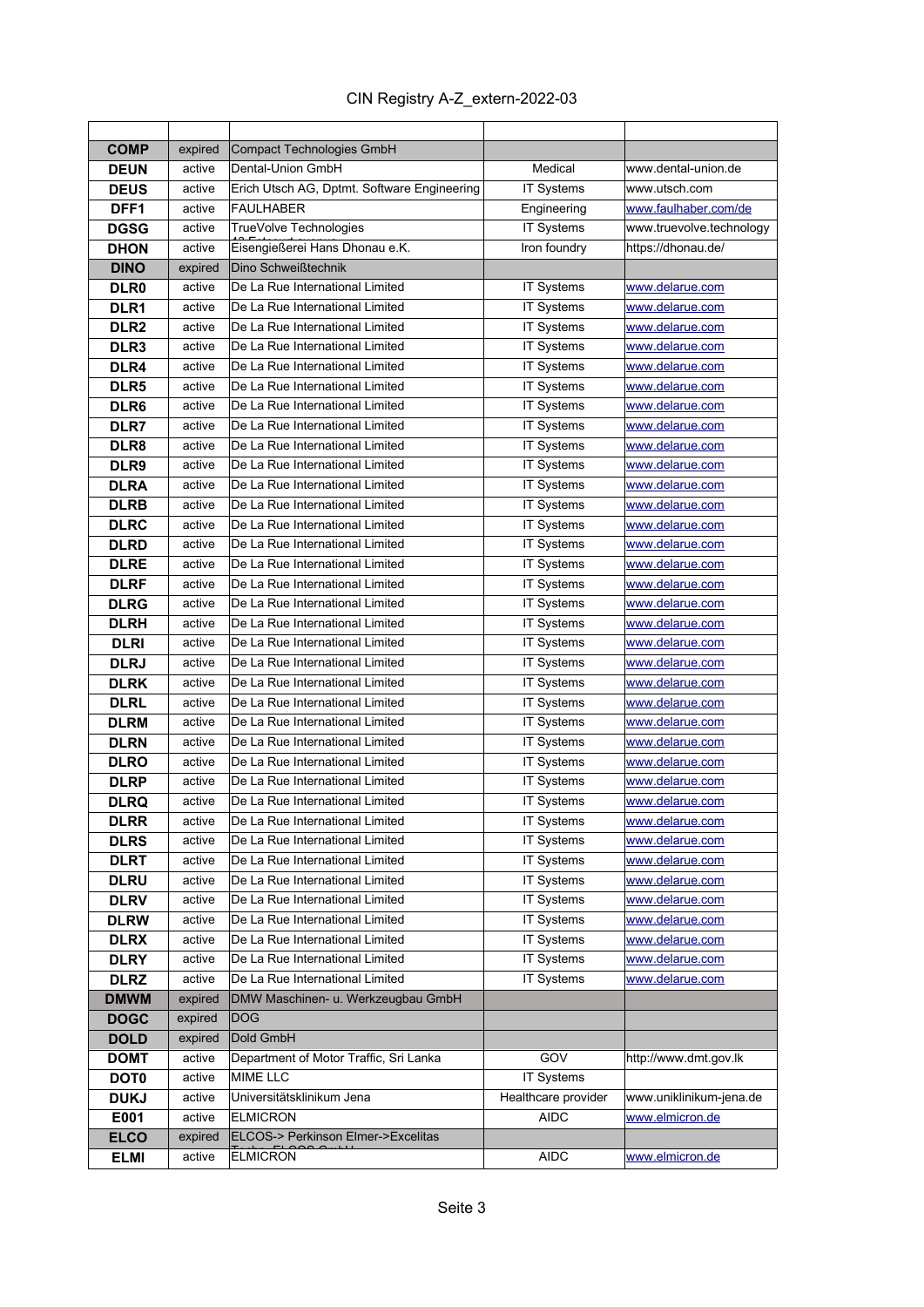# CIN Registry A-Z_extern-2022-03

| | | | | |
|---|---|---|---|---|
| **COMP** | expired | Compact Technologies GmbH | | |
| **DEUN** | active | Dental-Union GmbH | Medical | www.dental-union.de |
| **DEUS** | active | Erich Utsch AG, Dptmt. Software Engineering | IT Systems | www.utsch.com |
| **DFF1** | active | FAULHABER | Engineering | www.faulhaber.com/de |
| **DGSG** | active | TrueVolve Technologies | IT Systems | www.truevolve.technology |
| **DHON** | active | Eisengießerei Hans Dhonau e.K. | Iron foundry | https://dhonau.de/ |
| **DINO** | expired | Dino Schweißtechnik | | |
| **DLR0** | active | De La Rue International Limited | IT Systems | www.delarue.com |
| **DLR1** | active | De La Rue International Limited | IT Systems | www.delarue.com |
| **DLR2** | active | De La Rue International Limited | IT Systems | www.delarue.com |
| **DLR3** | active | De La Rue International Limited | IT Systems | www.delarue.com |
| **DLR4** | active | De La Rue International Limited | IT Systems | www.delarue.com |
| **DLR5** | active | De La Rue International Limited | IT Systems | www.delarue.com |
| **DLR6** | active | De La Rue International Limited | IT Systems | www.delarue.com |
| **DLR7** | active | De La Rue International Limited | IT Systems | www.delarue.com |
| **DLR8** | active | De La Rue International Limited | IT Systems | www.delarue.com |
| **DLR9** | active | De La Rue International Limited | IT Systems | www.delarue.com |
| **DLRA** | active | De La Rue International Limited | IT Systems | www.delarue.com |
| **DLRB** | active | De La Rue International Limited | IT Systems | www.delarue.com |
| **DLRC** | active | De La Rue International Limited | IT Systems | www.delarue.com |
| **DLRD** | active | De La Rue International Limited | IT Systems | www.delarue.com |
| **DLRE** | active | De La Rue International Limited | IT Systems | www.delarue.com |
| **DLRF** | active | De La Rue International Limited | IT Systems | www.delarue.com |
| **DLRG** | active | De La Rue International Limited | IT Systems | www.delarue.com |
| **DLRH** | active | De La Rue International Limited | IT Systems | www.delarue.com |
| **DLRI** | active | De La Rue International Limited | IT Systems | www.delarue.com |
| **DLRJ** | active | De La Rue International Limited | IT Systems | www.delarue.com |
| **DLRK** | active | De La Rue International Limited | IT Systems | www.delarue.com |
| **DLRL** | active | De La Rue International Limited | IT Systems | www.delarue.com |
| **DLRM** | active | De La Rue International Limited | IT Systems | www.delarue.com |
| **DLRN** | active | De La Rue International Limited | IT Systems | www.delarue.com |
| **DLRO** | active | De La Rue International Limited | IT Systems | www.delarue.com |
| **DLRP** | active | De La Rue International Limited | IT Systems | www.delarue.com |
| **DLRQ** | active | De La Rue International Limited | IT Systems | www.delarue.com |
| **DLRR** | active | De La Rue International Limited | IT Systems | www.delarue.com |
| **DLRS** | active | De La Rue International Limited | IT Systems | www.delarue.com |
| **DLRT** | active | De La Rue International Limited | IT Systems | www.delarue.com |
| **DLRU** | active | De La Rue International Limited | IT Systems | www.delarue.com |
| **DLRV** | active | De La Rue International Limited | IT Systems | www.delarue.com |
| **DLRW** | active | De La Rue International Limited | IT Systems | www.delarue.com |
| **DLRX** | active | De La Rue International Limited | IT Systems | www.delarue.com |
| **DLRY** | active | De La Rue International Limited | IT Systems | www.delarue.com |
| **DLRZ** | active | De La Rue International Limited | IT Systems | www.delarue.com |
| **DMWM** | expired | DMW Maschinen- u. Werkzeugbau GmbH | | |
| **DOGC** | expired | DOG | | |
| **DOLD** | expired | Dold GmbH | | |
| **DOMT** | active | Department of Motor Traffic, Sri Lanka | GOV | http://www.dmt.gov.lk |
| **DOT0** | active | MIME LLC | IT Systems | |
| **DUKJ** | active | Universitätsklinikum Jena | Healthcare provider | www.uniklinikum-jena.de |
| **E001** | active | ELMICRON | AIDC | www.elmicron.de |
| **ELCO** | expired | ELCOS-> Perkinson Elmer->Excelitas | | |
| **ELMI** | active | ELMICRON | AIDC | www.elmicron.de |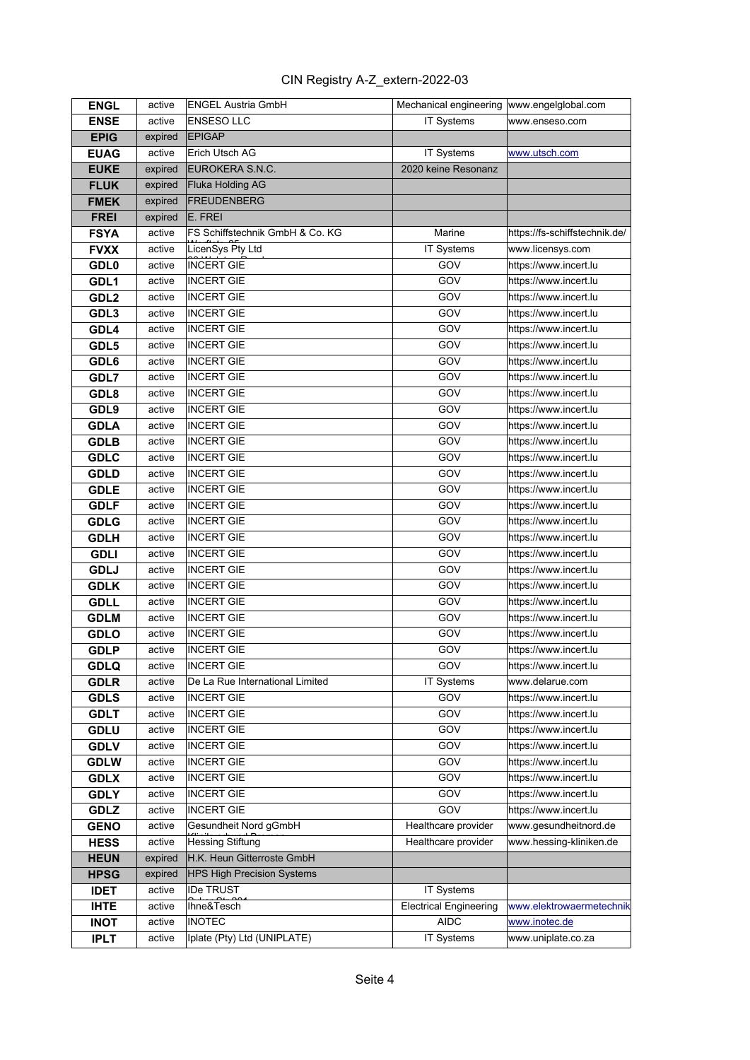# CIN Registry A-Z_extern-2022-03

| | | | | |
|---|---|---|---|---|
| **ENGL** | active | ENGEL Austria GmbH | Mechanical engineering | www.engelglobal.com |
| **ENSE** | active | ENSESO LLC | IT Systems | www.enseso.com |
| **EPIG** | expired | EPIGAP | | |
| **EUAG** | active | Erich Utsch AG | IT Systems | www.utsch.com |
| **EUKE** | expired | EUROKERA S.N.C. | 2020 keine Resonanz | |
| **FLUK** | expired | Fluka Holding AG | | |
| **FMEK** | expired | FREUDENBERG | | |
| **FREI** | expired | E. FREI | | |
| **FSYA** | active | FS Schiffstechnik GmbH & Co. KG | Marine | https://fs-schiffstechnik.de/ |
| **FVXX** | active | LicenSys Pty Ltd | IT Systems | www.licensys.com |
| **GDL0** | active | INCERT GIE | GOV | https://www.incert.lu |
| **GDL1** | active | INCERT GIE | GOV | https://www.incert.lu |
| **GDL2** | active | INCERT GIE | GOV | https://www.incert.lu |
| **GDL3** | active | INCERT GIE | GOV | https://www.incert.lu |
| **GDL4** | active | INCERT GIE | GOV | https://www.incert.lu |
| **GDL5** | active | INCERT GIE | GOV | https://www.incert.lu |
| **GDL6** | active | INCERT GIE | GOV | https://www.incert.lu |
| **GDL7** | active | INCERT GIE | GOV | https://www.incert.lu |
| **GDL8** | active | INCERT GIE | GOV | https://www.incert.lu |
| **GDL9** | active | INCERT GIE | GOV | https://www.incert.lu |
| **GDLA** | active | INCERT GIE | GOV | https://www.incert.lu |
| **GDLB** | active | INCERT GIE | GOV | https://www.incert.lu |
| **GDLC** | active | INCERT GIE | GOV | https://www.incert.lu |
| **GDLD** | active | INCERT GIE | GOV | https://www.incert.lu |
| **GDLE** | active | INCERT GIE | GOV | https://www.incert.lu |
| **GDLF** | active | INCERT GIE | GOV | https://www.incert.lu |
| **GDLG** | active | INCERT GIE | GOV | https://www.incert.lu |
| **GDLH** | active | INCERT GIE | GOV | https://www.incert.lu |
| **GDLI** | active | INCERT GIE | GOV | https://www.incert.lu |
| **GDLJ** | active | INCERT GIE | GOV | https://www.incert.lu |
| **GDLK** | active | INCERT GIE | GOV | https://www.incert.lu |
| **GDLL** | active | INCERT GIE | GOV | https://www.incert.lu |
| **GDLM** | active | INCERT GIE | GOV | https://www.incert.lu |
| **GDLO** | active | INCERT GIE | GOV | https://www.incert.lu |
| **GDLP** | active | INCERT GIE | GOV | https://www.incert.lu |
| **GDLQ** | active | INCERT GIE | GOV | https://www.incert.lu |
| **GDLR** | active | De La Rue International Limited | IT Systems | www.delarue.com |
| **GDLS** | active | INCERT GIE | GOV | https://www.incert.lu |
| **GDLT** | active | INCERT GIE | GOV | https://www.incert.lu |
| **GDLU** | active | INCERT GIE | GOV | https://www.incert.lu |
| **GDLV** | active | INCERT GIE | GOV | https://www.incert.lu |
| **GDLW** | active | INCERT GIE | GOV | https://www.incert.lu |
| **GDLX** | active | INCERT GIE | GOV | https://www.incert.lu |
| **GDLY** | active | INCERT GIE | GOV | https://www.incert.lu |
| **GDLZ** | active | INCERT GIE | GOV | https://www.incert.lu |
| **GENO** | active | Gesundheit Nord gGmbH | Healthcare provider | www.gesundheitnord.de |
| **HESS** | active | Hessing Stiftung | Healthcare provider | www.hessing-kliniken.de |
| **HEUN** | expired | H.K. Heun Gitterroste GmbH | | |
| **HPSG** | expired | HPS High Precision Systems | | |
| **IDET** | active | IDe TRUST | IT Systems | |
| **IHTE** | active | Ihne&Tesch | Electrical Engineering | www.elektrowaermetechnik |
| **INOT** | active | INOTEC | AIDC | www.inotec.de |
| **IPLT** | active | Iplate (Pty) Ltd (UNIPLATE) | IT Systems | www.uniplate.co.za |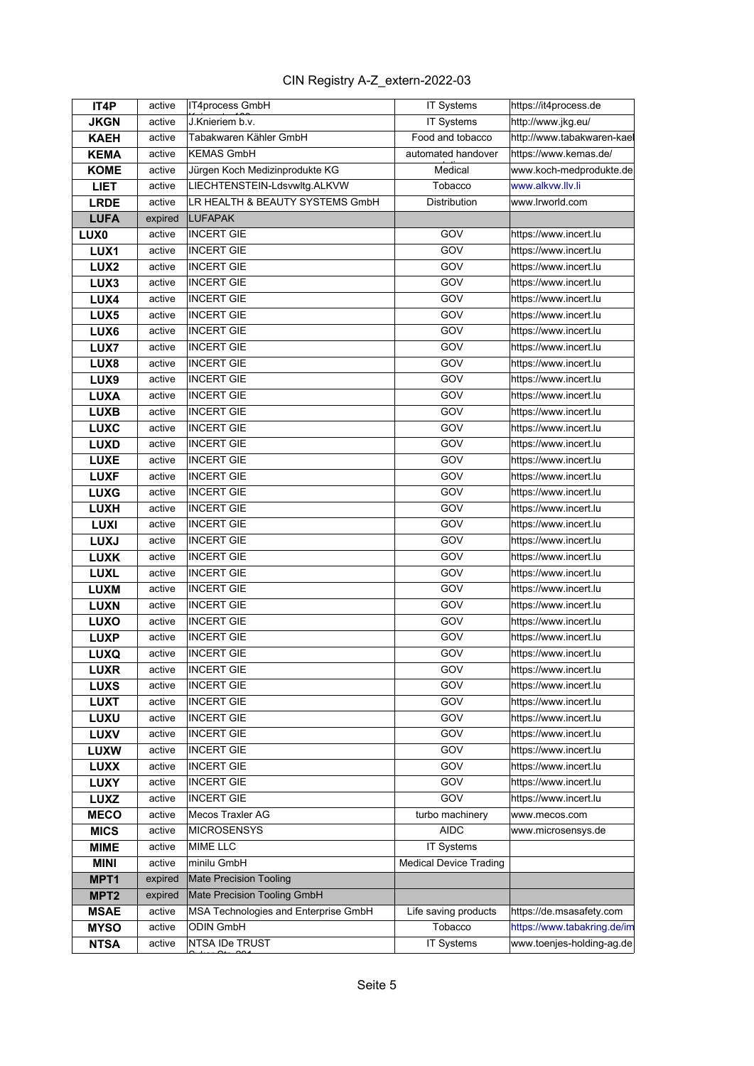| IT4P | active | IT4process GmbH | IT Systems | https://it4process.de |
|---|---|---|---|---|
| JKGN | active | J.Knieriem b.v. | IT Systems | http://www.jkg.eu/ |
| KAEH | active | Tabakwaren Kähler GmbH | Food and tobacco | http://www.tabakwaren-kael |
| KEMA | active | KEMAS GmbH | automated handover | https://www.kemas.de/ |
| KOME | active | Jürgen Koch Medizinprodukte KG | Medical | www.koch-medprodukte.de |
| LIET | active | LIECHTENSTEIN-Ldsvwltg.ALKVW | Tobacco | www.alkvw.llv.li |
| LRDE | active | LR HEALTH & BEAUTY SYSTEMS GmbH | Distribution | www.lrworld.com |
| LUFA | expired | LUFAPAK | | |
| LUX0 | active | INCERT GIE | GOV | https://www.incert.lu |
| LUX1 | active | INCERT GIE | GOV | https://www.incert.lu |
| LUX2 | active | INCERT GIE | GOV | https://www.incert.lu |
| LUX3 | active | INCERT GIE | GOV | https://www.incert.lu |
| LUX4 | active | INCERT GIE | GOV | https://www.incert.lu |
| LUX5 | active | INCERT GIE | GOV | https://www.incert.lu |
| LUX6 | active | INCERT GIE | GOV | https://www.incert.lu |
| LUX7 | active | INCERT GIE | GOV | https://www.incert.lu |
| LUX8 | active | INCERT GIE | GOV | https://www.incert.lu |
| LUX9 | active | INCERT GIE | GOV | https://www.incert.lu |
| LUXA | active | INCERT GIE | GOV | https://www.incert.lu |
| LUXB | active | INCERT GIE | GOV | https://www.incert.lu |
| LUXC | active | INCERT GIE | GOV | https://www.incert.lu |
| LUXD | active | INCERT GIE | GOV | https://www.incert.lu |
| LUXE | active | INCERT GIE | GOV | https://www.incert.lu |
| LUXF | active | INCERT GIE | GOV | https://www.incert.lu |
| LUXG | active | INCERT GIE | GOV | https://www.incert.lu |
| LUXH | active | INCERT GIE | GOV | https://www.incert.lu |
| LUXI | active | INCERT GIE | GOV | https://www.incert.lu |
| LUXJ | active | INCERT GIE | GOV | https://www.incert.lu |
| LUXK | active | INCERT GIE | GOV | https://www.incert.lu |
| LUXL | active | INCERT GIE | GOV | https://www.incert.lu |
| LUXM | active | INCERT GIE | GOV | https://www.incert.lu |
| LUXN | active | INCERT GIE | GOV | https://www.incert.lu |
| LUXO | active | INCERT GIE | GOV | https://www.incert.lu |
| LUXP | active | INCERT GIE | GOV | https://www.incert.lu |
| LUXQ | active | INCERT GIE | GOV | https://www.incert.lu |
| LUXR | active | INCERT GIE | GOV | https://www.incert.lu |
| LUXS | active | INCERT GIE | GOV | https://www.incert.lu |
| LUXT | active | INCERT GIE | GOV | https://www.incert.lu |
| LUXU | active | INCERT GIE | GOV | https://www.incert.lu |
| LUXV | active | INCERT GIE | GOV | https://www.incert.lu |
| LUXW | active | INCERT GIE | GOV | https://www.incert.lu |
| LUXX | active | INCERT GIE | GOV | https://www.incert.lu |
| LUXY | active | INCERT GIE | GOV | https://www.incert.lu |
| LUXZ | active | INCERT GIE | GOV | https://www.incert.lu |
| MECO | active | Mecos Traxler AG | turbo machinery | www.mecos.com |
| MICS | active | MICROSENSYS | AIDC | www.microsensys.de |
| MIME | active | MIME LLC | IT Systems | |
| MINI | active | minilu GmbH | Medical Device Trading | |
| MPT1 | expired | Mate Precision Tooling | | |
| MPT2 | expired | Mate Precision Tooling GmbH | | |
| MSAE | active | MSA Technologies and Enterprise GmbH | Life saving products | https://de.msasafety.com |
| MYSO | active | ODIN GmbH | Tobacco | https://www.tabakring.de/im |
| NTSA | active | NTSA IDe TRUST | IT Systems | www.toenjes-holding-ag.de |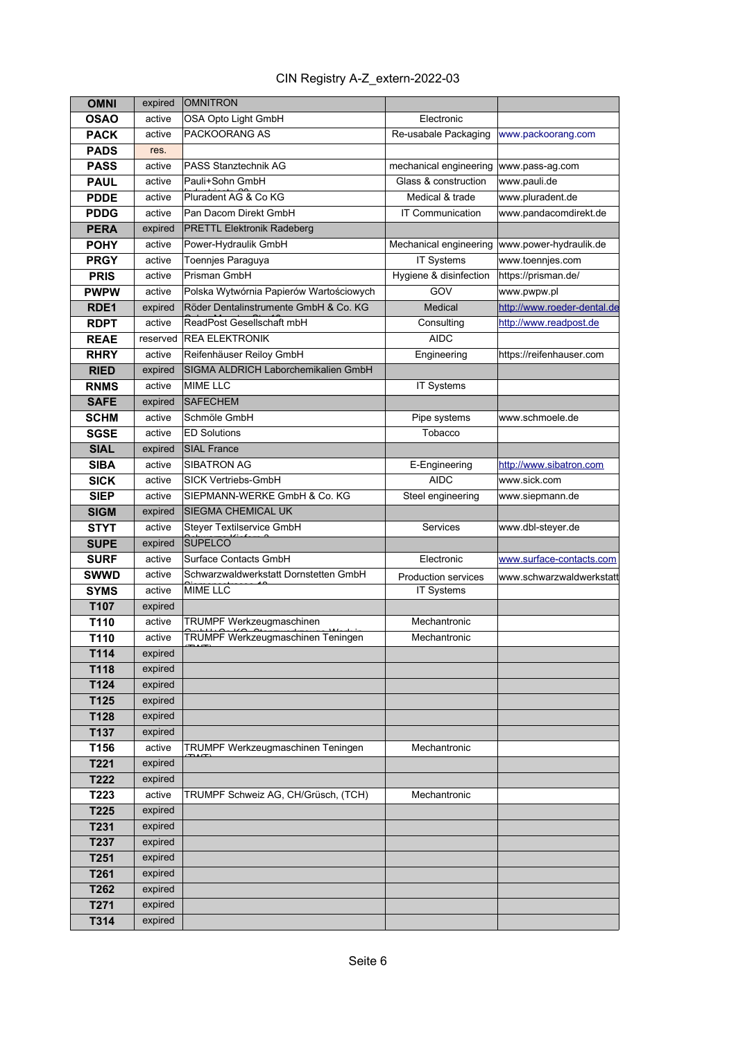# CIN Registry A-Z_extern-2022-03

| | | | | |
|---|---|---|---|---|
| **OMNI** | expired | OMNITRON | | |
| **OSAO** | active | OSA Opto Light GmbH | Electronic | |
| **PACK** | active | PACKOORANG AS | Re-usabale Packaging | www.packoorang.com |
| **PADS** | res. | | | |
| **PASS** | active | PASS Stanztechnik AG | mechanical engineering | www.pass-ag.com |
| **PAUL** | active | Pauli+Sohn GmbH | Glass & construction | www.pauli.de |
| **PDDE** | active | Pluradent AG & Co KG | Medical & trade | www.pluradent.de |
| **PDDG** | active | Pan Dacom Direkt GmbH | IT Communication | www.pandacomdirekt.de |
| **PERA** | expired | PRETTL Elektronik Radeberg | | |
| **POHY** | active | Power-Hydraulik GmbH | Mechanical engineering | www.power-hydraulik.de |
| **PRGY** | active | Toennjes Paraguya | IT Systems | www.toennjes.com |
| **PRIS** | active | Prisman GmbH | Hygiene & disinfection | https://prisman.de/ |
| **PWPW** | active | Polska Wytwórnia Papierów Wartościowych | GOV | www.pwpw.pl |
| **RDE1** | expired | Röder Dentalinstrumente GmbH & Co. KG | Medical | http://www.roeder-dental.de |
| **RDPT** | active | ReadPost Gesellschaft mbH | Consulting | http://www.readpost.de |
| **REAE** | reserved | REA ELEKTRONIK | AIDC | |
| **RHRY** | active | Reifenhäuser Reiloy GmbH | Engineering | https://reifenhauser.com |
| **RIED** | expired | SIGMA ALDRICH Laborchemikalien GmbH | | |
| **RNMS** | active | MIME LLC | IT Systems | |
| **SAFE** | expired | SAFECHEM | | |
| **SCHM** | active | Schmöle GmbH | Pipe systems | www.schmoele.de |
| **SGSE** | active | ED Solutions | Tobacco | |
| **SIAL** | expired | SIAL France | | |
| **SIBA** | active | SIBATRON AG | E-Engineering | http://www.sibatron.com |
| **SICK** | active | SICK Vertriebs-GmbH | AIDC | www.sick.com |
| **SIEP** | active | SIEPMANN-WERKE GmbH & Co. KG | Steel engineering | www.siepmann.de |
| **SIGM** | expired | SIEGMA CHEMICAL UK | | |
| **STYT** | active | Steyer Textilservice GmbH | Services | www.dbl-steyer.de |
| **SUPE** | expired | SUPELCO | | |
| **SURF** | active | Surface Contacts GmbH | Electronic | www.surface-contacts.com |
| **SWWD** | active | Schwarzwaldwerkstatt Dornstetten GmbH | Production services | www.schwarzwaldwerkstatt |
| **SYMS** | active | MIME LLC | IT Systems | |
| **T107** | expired | | | |
| **T110** | active | TRUMPF Werkzeugmaschinen | Mechantronic | |
| **T110** | active | TRUMPF Werkzeugmaschinen Teningen | Mechantronic | |
| **T114** | expired | | | |
| **T118** | expired | | | |
| **T124** | expired | | | |
| **T125** | expired | | | |
| **T128** | expired | | | |
| **T137** | expired | | | |
| **T156** | active | TRUMPF Werkzeugmaschinen Teningen | Mechantronic | |
| **T221** | expired | | | |
| **T222** | expired | | | |
| **T223** | active | TRUMPF Schweiz AG, CH/Grüsch, (TCH) | Mechantronic | |
| **T225** | expired | | | |
| **T231** | expired | | | |
| **T237** | expired | | | |
| **T251** | expired | | | |
| **T261** | expired | | | |
| **T262** | expired | | | |
| **T271** | expired | | | |
| **T314** | expired | | | |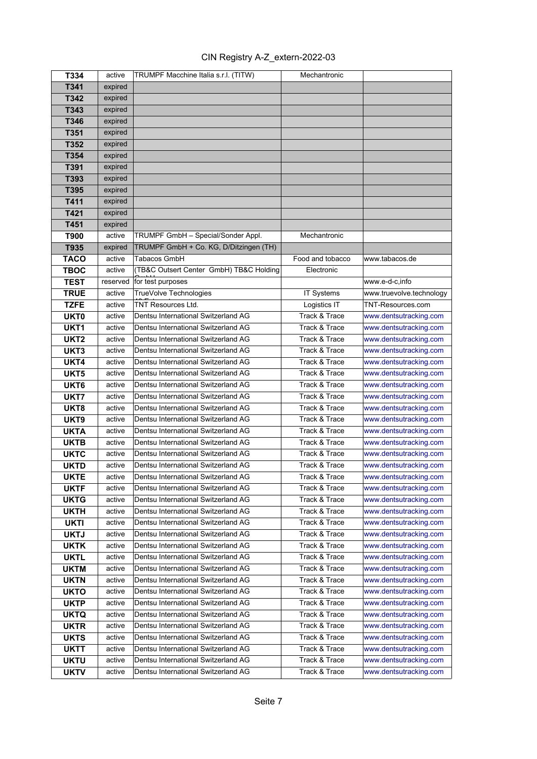| | | | | |
|---|---|---|---|---|
| **T334** | active | TRUMPF Macchine Italia s.r.l. (TITW) | Mechantronic | |
| **T341** | expired | | | |
| **T342** | expired | | | |
| **T343** | expired | | | |
| **T346** | expired | | | |
| **T351** | expired | | | |
| **T352** | expired | | | |
| **T354** | expired | | | |
| **T391** | expired | | | |
| **T393** | expired | | | |
| **T395** | expired | | | |
| **T411** | expired | | | |
| **T421** | expired | | | |
| **T451** | expired | | | |
| **T900** | active | TRUMPF GmbH – Special/Sonder Appl. | Mechantronic | |
| **T935** | expired | TRUMPF GmbH + Co. KG, D/Ditzingen (TH) | | |
| **TACO** | active | Tabacos GmbH | Food and tobacco | www.tabacos.de |
| **TBOC** | active | (TB&C Outsert Center GmbH) TB&C Holding | Electronic | |
| **TEST** | reserved | for test purposes | | www.e-d-c,info |
| **TRUE** | active | TrueVolve Technologies | IT Systems | www.truevolve.technology |
| **TZFE** | active | TNT Resources Ltd. | Logistics IT | TNT-Resources.com |
| **UKT0** | active | Dentsu International Switzerland AG | Track & Trace | www.dentsutracking.com |
| **UKT1** | active | Dentsu International Switzerland AG | Track & Trace | www.dentsutracking.com |
| **UKT2** | active | Dentsu International Switzerland AG | Track & Trace | www.dentsutracking.com |
| **UKT3** | active | Dentsu International Switzerland AG | Track & Trace | www.dentsutracking.com |
| **UKT4** | active | Dentsu International Switzerland AG | Track & Trace | www.dentsutracking.com |
| **UKT5** | active | Dentsu International Switzerland AG | Track & Trace | www.dentsutracking.com |
| **UKT6** | active | Dentsu International Switzerland AG | Track & Trace | www.dentsutracking.com |
| **UKT7** | active | Dentsu International Switzerland AG | Track & Trace | www.dentsutracking.com |
| **UKT8** | active | Dentsu International Switzerland AG | Track & Trace | www.dentsutracking.com |
| **UKT9** | active | Dentsu International Switzerland AG | Track & Trace | www.dentsutracking.com |
| **UKTA** | active | Dentsu International Switzerland AG | Track & Trace | www.dentsutracking.com |
| **UKTB** | active | Dentsu International Switzerland AG | Track & Trace | www.dentsutracking.com |
| **UKTC** | active | Dentsu International Switzerland AG | Track & Trace | www.dentsutracking.com |
| **UKTD** | active | Dentsu International Switzerland AG | Track & Trace | www.dentsutracking.com |
| **UKTE** | active | Dentsu International Switzerland AG | Track & Trace | www.dentsutracking.com |
| **UKTF** | active | Dentsu International Switzerland AG | Track & Trace | www.dentsutracking.com |
| **UKTG** | active | Dentsu International Switzerland AG | Track & Trace | www.dentsutracking.com |
| **UKTH** | active | Dentsu International Switzerland AG | Track & Trace | www.dentsutracking.com |
| **UKTI** | active | Dentsu International Switzerland AG | Track & Trace | www.dentsutracking.com |
| **UKTJ** | active | Dentsu International Switzerland AG | Track & Trace | www.dentsutracking.com |
| **UKTK** | active | Dentsu International Switzerland AG | Track & Trace | www.dentsutracking.com |
| **UKTL** | active | Dentsu International Switzerland AG | Track & Trace | www.dentsutracking.com |
| **UKTM** | active | Dentsu International Switzerland AG | Track & Trace | www.dentsutracking.com |
| **UKTN** | active | Dentsu International Switzerland AG | Track & Trace | www.dentsutracking.com |
| **UKTO** | active | Dentsu International Switzerland AG | Track & Trace | www.dentsutracking.com |
| **UKTP** | active | Dentsu International Switzerland AG | Track & Trace | www.dentsutracking.com |
| **UKTQ** | active | Dentsu International Switzerland AG | Track & Trace | www.dentsutracking.com |
| **UKTR** | active | Dentsu International Switzerland AG | Track & Trace | www.dentsutracking.com |
| **UKTS** | active | Dentsu International Switzerland AG | Track & Trace | www.dentsutracking.com |
| **UKTT** | active | Dentsu International Switzerland AG | Track & Trace | www.dentsutracking.com |
| **UKTU** | active | Dentsu International Switzerland AG | Track & Trace | www.dentsutracking.com |
| **UKTV** | active | Dentsu International Switzerland AG | Track & Trace | www.dentsutracking.com |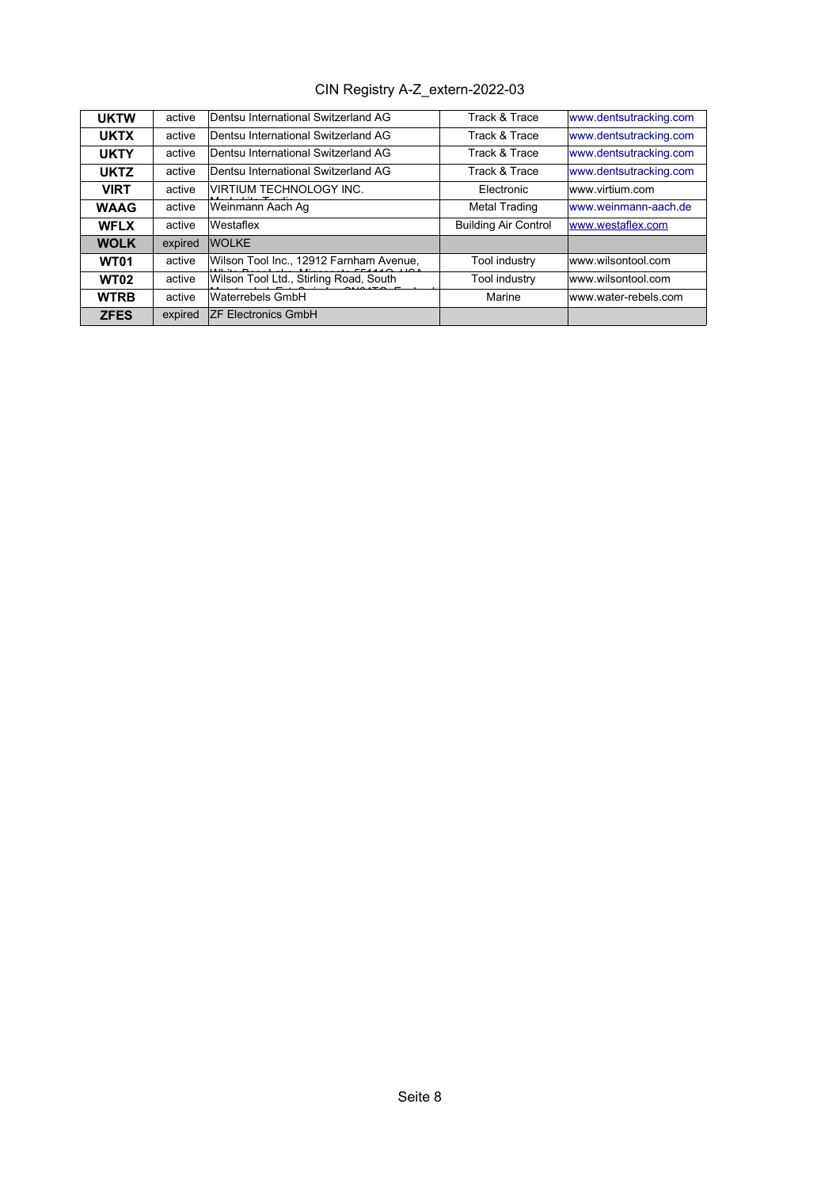CIN Registry A-Z_extern-2022-03

| | | | | |
|---|---|---|---|---|
| **UKTW** | active | Dentsu International Switzerland AG | Track & Trace | www.dentsutracking.com |
| **UKTX** | active | Dentsu International Switzerland AG | Track & Trace | www.dentsutracking.com |
| **UKTY** | active | Dentsu International Switzerland AG | Track & Trace | www.dentsutracking.com |
| **UKTZ** | active | Dentsu International Switzerland AG | Track & Trace | www.dentsutracking.com |
| **VIRT** | active | VIRTIUM TECHNOLOGY INC. | Electronic | www.virtium.com |
| **WAAG** | active | Weinmann Aach Ag | Metal Trading | www.weinmann-aach.de |
| **WFLX** | active | Westaflex | Building Air Control | www.westaflex.com |
| **WOLK** | expired | WOLKE | | |
| **WT01** | active | Wilson Tool Inc., 12912 Farnham Avenue, | Tool industry | www.wilsontool.com |
| **WT02** | active | Wilson Tool Ltd., Stirling Road, South | Tool industry | www.wilsontool.com |
| **WTRB** | active | Waterrebels GmbH | Marine | www.water-rebels.com |
| **ZFES** | expired | ZF Electronics GmbH | | |